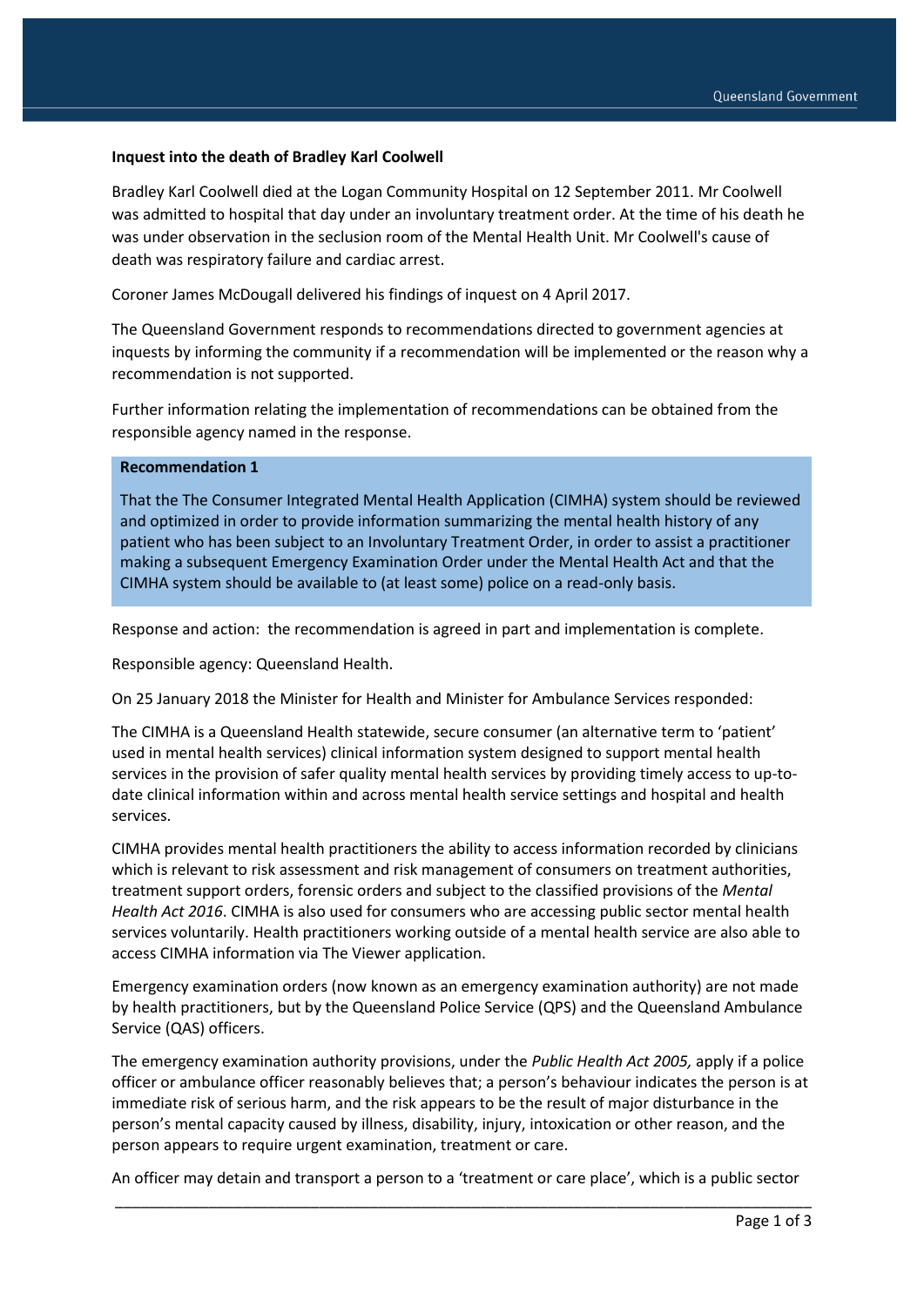**Inquest into the death of Bradley Karl Coolwell**

Bradley Karl Coolwell died at the Logan Community Hospital on 12 September 2011. Mr Coolwell was admitted to hospital that day under an involuntary treatment order. At the time of his death he was under observation in the seclusion room of the Mental Health Unit. Mr Coolwell's cause of death was respiratory failure and cardiac arrest.

Coroner James McDougall delivered his findings of inquest on 4 April 2017.

The Queensland Government responds to recommendations directed to government agencies at inquests by informing the community if a recommendation will be implemented or the reason why a recommendation is not supported.

Further information relating the implementation of recommendations can be obtained from the responsible agency named in the response.

**Recommendation 1**

That the The Consumer Integrated Mental Health Application (CIMHA) system should be reviewed and optimized in order to provide information summarizing the mental health history of any patient who has been subject to an Involuntary Treatment Order, in order to assist a practitioner making a subsequent Emergency Examination Order under the Mental Health Act and that the CIMHA system should be available to (at least some) police on a read-only basis.

Response and action: the recommendation is agreed in part and implementation is complete.

Responsible agency: Queensland Health.

On 25 January 2018 the Minister for Health and Minister for Ambulance Services responded:

The CIMHA is a Queensland Health statewide, secure consumer (an alternative term to 'patient' used in mental health services) clinical information system designed to support mental health services in the provision of safer quality mental health services by providing timely access to up-to-date clinical information within and across mental health service settings and hospital and health services.

CIMHA provides mental health practitioners the ability to access information recorded by clinicians which is relevant to risk assessment and risk management of consumers on treatment authorities, treatment support orders, forensic orders and subject to the classified provisions of the *Mental Health Act 2016*. CIMHA is also used for consumers who are accessing public sector mental health services voluntarily. Health practitioners working outside of a mental health service are also able to access CIMHA information via The Viewer application.

Emergency examination orders (now known as an emergency examination authority) are not made by health practitioners, but by the Queensland Police Service (QPS) and the Queensland Ambulance Service (QAS) officers.

The emergency examination authority provisions, under the *Public Health Act 2005,* apply if a police officer or ambulance officer reasonably believes that; a person's behaviour indicates the person is at immediate risk of serious harm, and the risk appears to be the result of major disturbance in the person's mental capacity caused by illness, disability, injury, intoxication or other reason, and the person appears to require urgent examination, treatment or care.

An officer may detain and transport a person to a 'treatment or care place', which is a public sector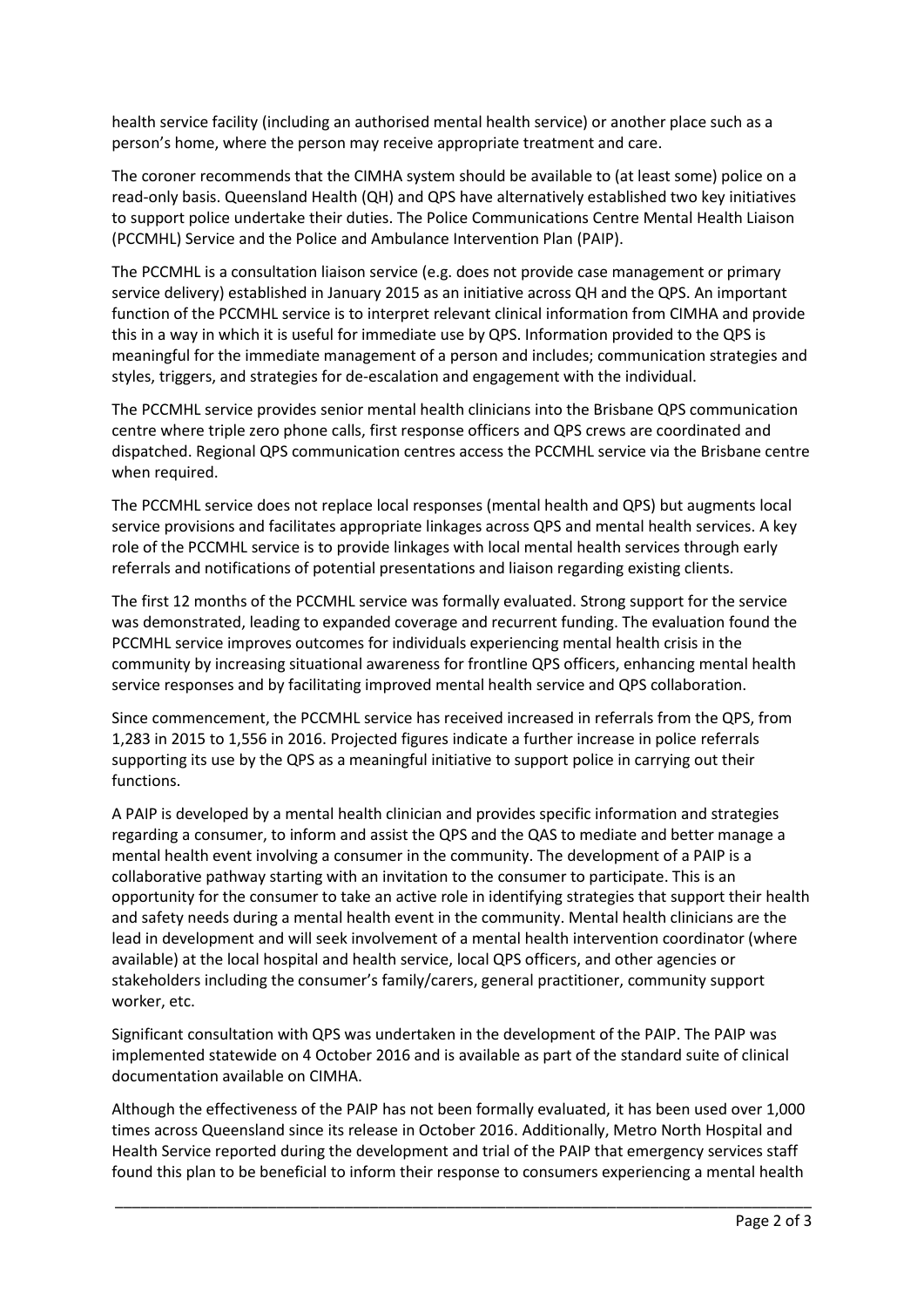health service facility (including an authorised mental health service) or another place such as a person's home, where the person may receive appropriate treatment and care.

The coroner recommends that the CIMHA system should be available to (at least some) police on a read-only basis. Queensland Health (QH) and QPS have alternatively established two key initiatives to support police undertake their duties. The Police Communications Centre Mental Health Liaison (PCCMHL) Service and the Police and Ambulance Intervention Plan (PAIP).

The PCCMHL is a consultation liaison service (e.g. does not provide case management or primary service delivery) established in January 2015 as an initiative across QH and the QPS. An important function of the PCCMHL service is to interpret relevant clinical information from CIMHA and provide this in a way in which it is useful for immediate use by QPS. Information provided to the QPS is meaningful for the immediate management of a person and includes; communication strategies and styles, triggers, and strategies for de-escalation and engagement with the individual.

The PCCMHL service provides senior mental health clinicians into the Brisbane QPS communication centre where triple zero phone calls, first response officers and QPS crews are coordinated and dispatched. Regional QPS communication centres access the PCCMHL service via the Brisbane centre when required.

The PCCMHL service does not replace local responses (mental health and QPS) but augments local service provisions and facilitates appropriate linkages across QPS and mental health services. A key role of the PCCMHL service is to provide linkages with local mental health services through early referrals and notifications of potential presentations and liaison regarding existing clients.

The first 12 months of the PCCMHL service was formally evaluated. Strong support for the service was demonstrated, leading to expanded coverage and recurrent funding. The evaluation found the PCCMHL service improves outcomes for individuals experiencing mental health crisis in the community by increasing situational awareness for frontline QPS officers, enhancing mental health service responses and by facilitating improved mental health service and QPS collaboration.

Since commencement, the PCCMHL service has received increased in referrals from the QPS, from 1,283 in 2015 to 1,556 in 2016. Projected figures indicate a further increase in police referrals supporting its use by the QPS as a meaningful initiative to support police in carrying out their functions.

A PAIP is developed by a mental health clinician and provides specific information and strategies regarding a consumer, to inform and assist the QPS and the QAS to mediate and better manage a mental health event involving a consumer in the community. The development of a PAIP is a collaborative pathway starting with an invitation to the consumer to participate. This is an opportunity for the consumer to take an active role in identifying strategies that support their health and safety needs during a mental health event in the community. Mental health clinicians are the lead in development and will seek involvement of a mental health intervention coordinator (where available) at the local hospital and health service, local QPS officers, and other agencies or stakeholders including the consumer's family/carers, general practitioner, community support worker, etc.

Significant consultation with QPS was undertaken in the development of the PAIP. The PAIP was implemented statewide on 4 October 2016 and is available as part of the standard suite of clinical documentation available on CIMHA.

Although the effectiveness of the PAIP has not been formally evaluated, it has been used over 1,000 times across Queensland since its release in October 2016. Additionally, Metro North Hospital and Health Service reported during the development and trial of the PAIP that emergency services staff found this plan to be beneficial to inform their response to consumers experiencing a mental health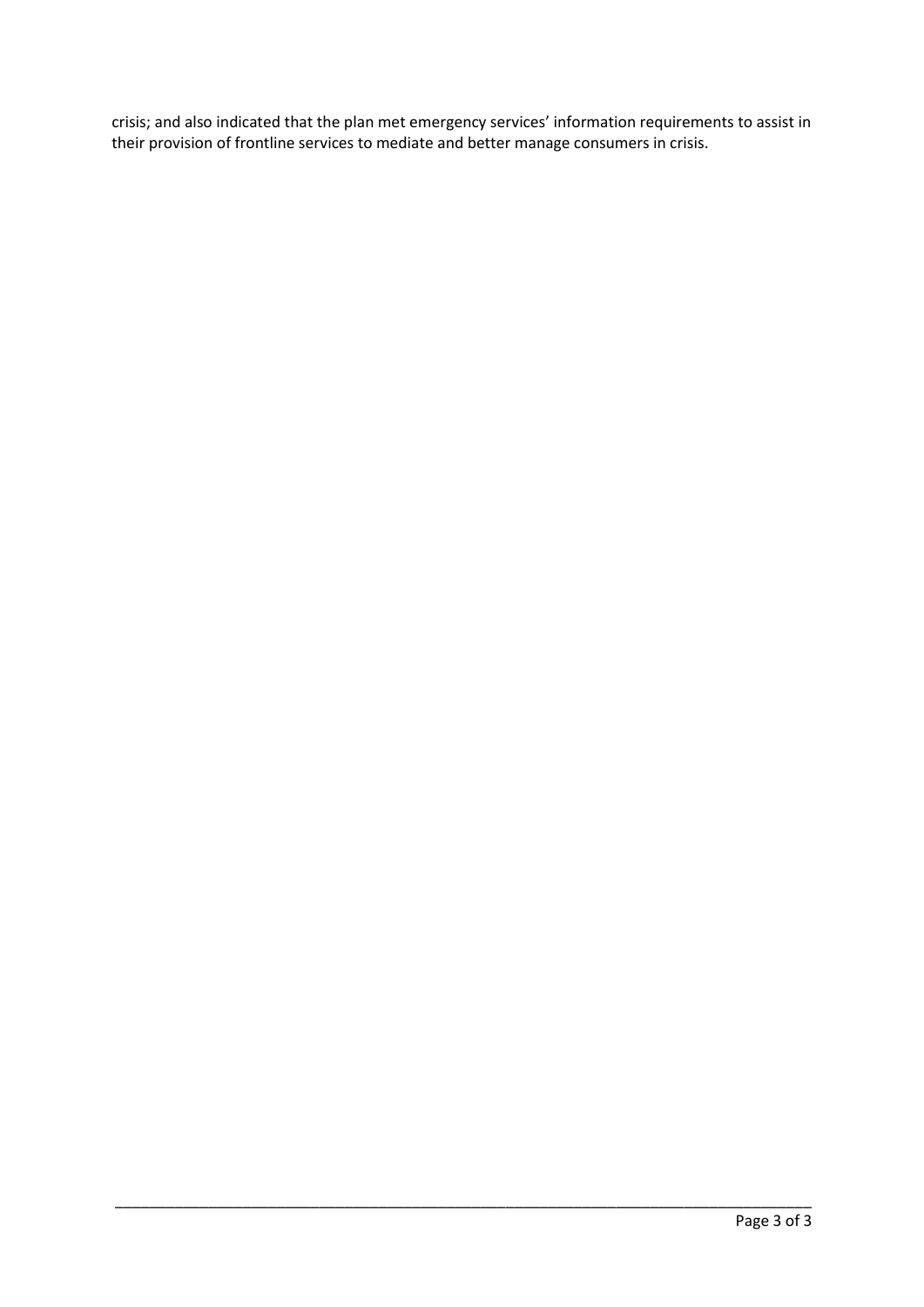crisis; and also indicated that the plan met emergency services' information requirements to assist in their provision of frontline services to mediate and better manage consumers in crisis.